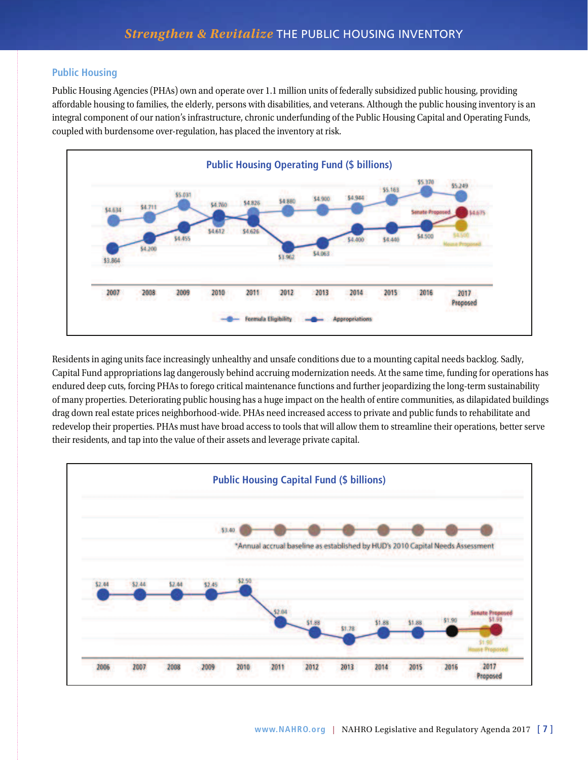## Public Housing

Public Housing Agencies (PHAs) own and operate over 1.1 million units of federally subsidized public housing, providing affordable housing to families, the elderly, persons with disabilities, and veterans. Although the public housing inventory is an integral component of our nation's infrastructure, chronic underfunding of the Public Housing Capital and Operating Funds, coupled with burdensome over-regulation, has placed the inventory at risk.

**Public Housing Operating Fund ($ billions)**

| Year | Formula Eligibility | Appropriations |
|---|---|---|
| 2007 | $4.634 | $3.864 |
| 2008 | $4.711 | $4.200 |
| 2009 | $5.031 | $4.455 |
| 2010 | $4.612 | $4.760 |
| 2011 | $4.826 | $4.626 |
| 2012 | $4.880 | $3.962 |
| 2013 | $4.900 | $4.063 |
| 2014 | $4.944 | $4.400 |
| 2015 | $5.163 | $4.440 |
| 2016 | $5.370 | $4.500 |
| 2017 Proposed | $5.249 | Senate Proposed $4.675; House Proposed $4.500 |

Residents in aging units face increasingly unhealthy and unsafe conditions due to a mounting capital needs backlog. Sadly, Capital Fund appropriations lag dangerously behind accruing modernization needs. At the same time, funding for operations has endured deep cuts, forcing PHAs to forego critical maintenance functions and further jeopardizing the long-term sustainability of many properties. Deteriorating public housing has a huge impact on the health of entire communities, as dilapidated buildings drag down real estate prices neighborhood-wide. PHAs need increased access to private and public funds to rehabilitate and redevelop their properties. PHAs must have broad access to tools that will allow them to streamline their operations, better serve their residents, and tap into the value of their assets and leverage private capital.

**Public Housing Capital Fund ($ billions)**

| Year | Capital Fund | Annual accrual baseline* |
|---|---|---|
| 2006 | $2.44 | |
| 2007 | $2.44 | |
| 2008 | $2.44 | |
| 2009 | $2.45 | |
| 2010 | $2.50 | $3.40 |
| 2011 | $2.04 | $3.40 |
| 2012 | $1.88 | $3.40 |
| 2013 | $1.78 | $3.40 |
| 2014 | $1.88 | $3.40 |
| 2015 | $1.88 | $3.40 |
| 2016 | $1.90 | $3.40 |
| 2017 Proposed | Senate Proposed $1.93; House Proposed $1.90 | $3.40 |

*Annual accrual baseline as established by HUD's 2010 Capital Needs Assessment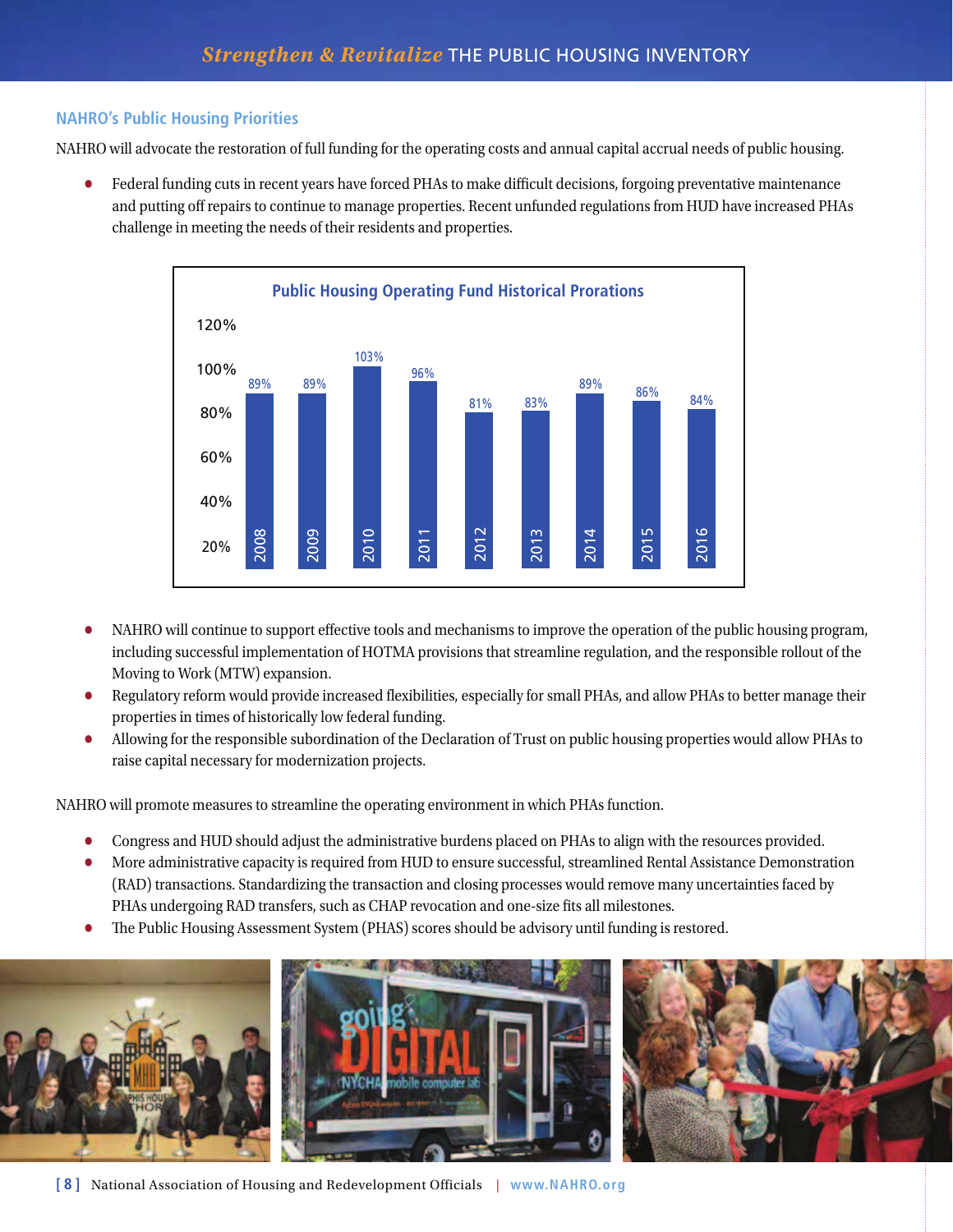## NAHRO's Public Housing Priorities

NAHRO will advocate the restoration of full funding for the operating costs and annual capital accrual needs of public housing.

- Federal funding cuts in recent years have forced PHAs to make difficult decisions, forgoing preventative maintenance and putting off repairs to continue to manage properties. Recent unfunded regulations from HUD have increased PHAs challenge in meeting the needs of their residents and properties.

**Public Housing Operating Fund Historical Prorations**

120%
100%
80%
60%
40%
20%

2008: 89%
2009: 89%
2010: 103%
2011: 96%
2012: 81%
2013: 83%
2014: 89%
2015: 86%
2016: 84%

- NAHRO will continue to support effective tools and mechanisms to improve the operation of the public housing program, including successful implementation of HOTMA provisions that streamline regulation, and the responsible rollout of the Moving to Work (MTW) expansion.
- Regulatory reform would provide increased flexibilities, especially for small PHAs, and allow PHAs to better manage their properties in times of historically low federal funding.
- Allowing for the responsible subordination of the Declaration of Trust on public housing properties would allow PHAs to raise capital necessary for modernization projects.

NAHRO will promote measures to streamline the operating environment in which PHAs function.

- Congress and HUD should adjust the administrative burdens placed on PHAs to align with the resources provided.
- More administrative capacity is required from HUD to ensure successful, streamlined Rental Assistance Demonstration (RAD) transactions. Standardizing the transaction and closing processes would remove many uncertainties faced by PHAs undergoing RAD transfers, such as CHAP revocation and one-size fits all milestones.
- The Public Housing Assessment System (PHAS) scores should be advisory until funding is restored.